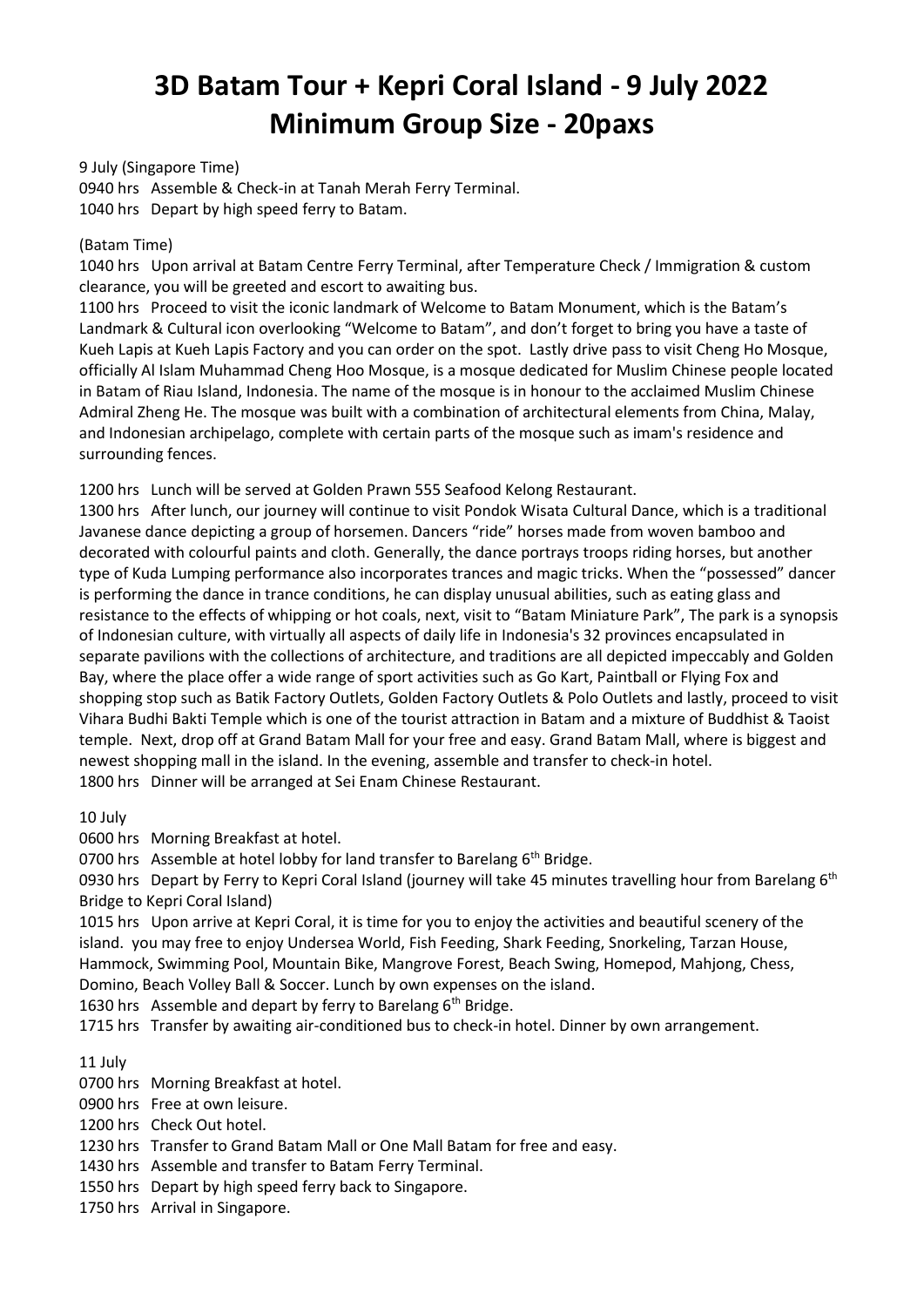# 3D Batam Tour + Kepri Coral Island - 9 July 2022
# Minimum Group Size - 20paxs

9 July (Singapore Time)
0940 hrs Assemble & Check-in at Tanah Merah Ferry Terminal.
1040 hrs Depart by high speed ferry to Batam.

(Batam Time)
1040 hrs Upon arrival at Batam Centre Ferry Terminal, after Temperature Check / Immigration & custom clearance, you will be greeted and escort to awaiting bus.
1100 hrs Proceed to visit the iconic landmark of Welcome to Batam Monument, which is the Batam's Landmark & Cultural icon overlooking "Welcome to Batam", and don't forget to bring you have a taste of Kueh Lapis at Kueh Lapis Factory and you can order on the spot. Lastly drive pass to visit Cheng Ho Mosque, officially Al Islam Muhammad Cheng Hoo Mosque, is a mosque dedicated for Muslim Chinese people located in Batam of Riau Island, Indonesia. The name of the mosque is in honour to the acclaimed Muslim Chinese Admiral Zheng He. The mosque was built with a combination of architectural elements from China, Malay, and Indonesian archipelago, complete with certain parts of the mosque such as imam's residence and surrounding fences.

1200 hrs Lunch will be served at Golden Prawn 555 Seafood Kelong Restaurant.
1300 hrs After lunch, our journey will continue to visit Pondok Wisata Cultural Dance, which is a traditional Javanese dance depicting a group of horsemen. Dancers "ride" horses made from woven bamboo and decorated with colourful paints and cloth. Generally, the dance portrays troops riding horses, but another type of Kuda Lumping performance also incorporates trances and magic tricks. When the "possessed" dancer is performing the dance in trance conditions, he can display unusual abilities, such as eating glass and resistance to the effects of whipping or hot coals, next, visit to "Batam Miniature Park", The park is a synopsis of Indonesian culture, with virtually all aspects of daily life in Indonesia's 32 provinces encapsulated in separate pavilions with the collections of architecture, and traditions are all depicted impeccably and Golden Bay, where the place offer a wide range of sport activities such as Go Kart, Paintball or Flying Fox and shopping stop such as Batik Factory Outlets, Golden Factory Outlets & Polo Outlets and lastly, proceed to visit Vihara Budhi Bakti Temple which is one of the tourist attraction in Batam and a mixture of Buddhist & Taoist temple. Next, drop off at Grand Batam Mall for your free and easy. Grand Batam Mall, where is biggest and newest shopping mall in the island. In the evening, assemble and transfer to check-in hotel.
1800 hrs Dinner will be arranged at Sei Enam Chinese Restaurant.

10 July
0600 hrs Morning Breakfast at hotel.
0700 hrs Assemble at hotel lobby for land transfer to Barelang 6th Bridge.
0930 hrs Depart by Ferry to Kepri Coral Island (journey will take 45 minutes travelling hour from Barelang 6th Bridge to Kepri Coral Island)
1015 hrs Upon arrive at Kepri Coral, it is time for you to enjoy the activities and beautiful scenery of the island. you may free to enjoy Undersea World, Fish Feeding, Shark Feeding, Snorkeling, Tarzan House, Hammock, Swimming Pool, Mountain Bike, Mangrove Forest, Beach Swing, Homepod, Mahjong, Chess, Domino, Beach Volley Ball & Soccer. Lunch by own expenses on the island.
1630 hrs Assemble and depart by ferry to Barelang 6th Bridge.
1715 hrs Transfer by awaiting air-conditioned bus to check-in hotel. Dinner by own arrangement.

11 July
0700 hrs Morning Breakfast at hotel.
0900 hrs Free at own leisure.
1200 hrs Check Out hotel.
1230 hrs Transfer to Grand Batam Mall or One Mall Batam for free and easy.
1430 hrs Assemble and transfer to Batam Ferry Terminal.
1550 hrs Depart by high speed ferry back to Singapore.
1750 hrs Arrival in Singapore.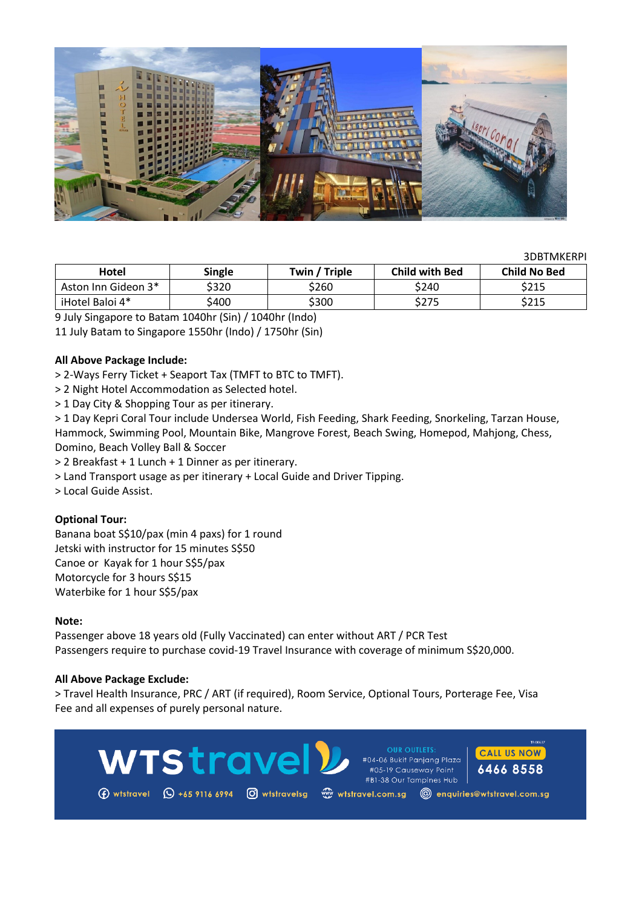3DBTMKERPI

| Hotel | Single | Twin / Triple | Child with Bed | Child No Bed |
|---|---|---|---|---|
| Aston Inn Gideon 3* | $320 | $260 | $240 | $215 |
| iHotel Baloi 4* | $400 | $300 | $275 | $215 |

9 July Singapore to Batam 1040hr (Sin) / 1040hr (Indo)
11 July Batam to Singapore 1550hr (Indo) / 1750hr (Sin)

**All Above Package Include:**

> 2-Ways Ferry Ticket + Seaport Tax (TMFT to BTC to TMFT).
> 2 Night Hotel Accommodation as Selected hotel.
> 1 Day City & Shopping Tour as per itinerary.
> 1 Day Kepri Coral Tour include Undersea World, Fish Feeding, Shark Feeding, Snorkeling, Tarzan House, Hammock, Swimming Pool, Mountain Bike, Mangrove Forest, Beach Swing, Homepod, Mahjong, Chess, Domino, Beach Volley Ball & Soccer
> 2 Breakfast + 1 Lunch + 1 Dinner as per itinerary.
> Land Transport usage as per itinerary + Local Guide and Driver Tipping.
> Local Guide Assist.

**Optional Tour:**

Banana boat S$10/pax (min 4 paxs) for 1 round
Jetski with instructor for 15 minutes S$50
Canoe or Kayak for 1 hour S$5/pax
Motorcycle for 3 hours S$15
Waterbike for 1 hour S$5/pax

**Note:**

Passenger above 18 years old (Fully Vaccinated) can enter without ART / PCR Test
Passengers require to purchase covid-19 Travel Insurance with coverage of minimum S$20,000.

**All Above Package Exclude:**

> Travel Health Insurance, PRC / ART (if required), Room Service, Optional Tours, Porterage Fee, Visa Fee and all expenses of purely personal nature.

WTS travel

OUR OUTLETS:
#04-06 Bukit Panjang Plaza
#05-19 Causeway Point
#B1-38 Our Tampines Hub

CALL US NOW
6466 8558

wtstravel | +65 9116 6994 | wtstravelsg | wtstravel.com.sg | enquiries@wtstravel.com.sg